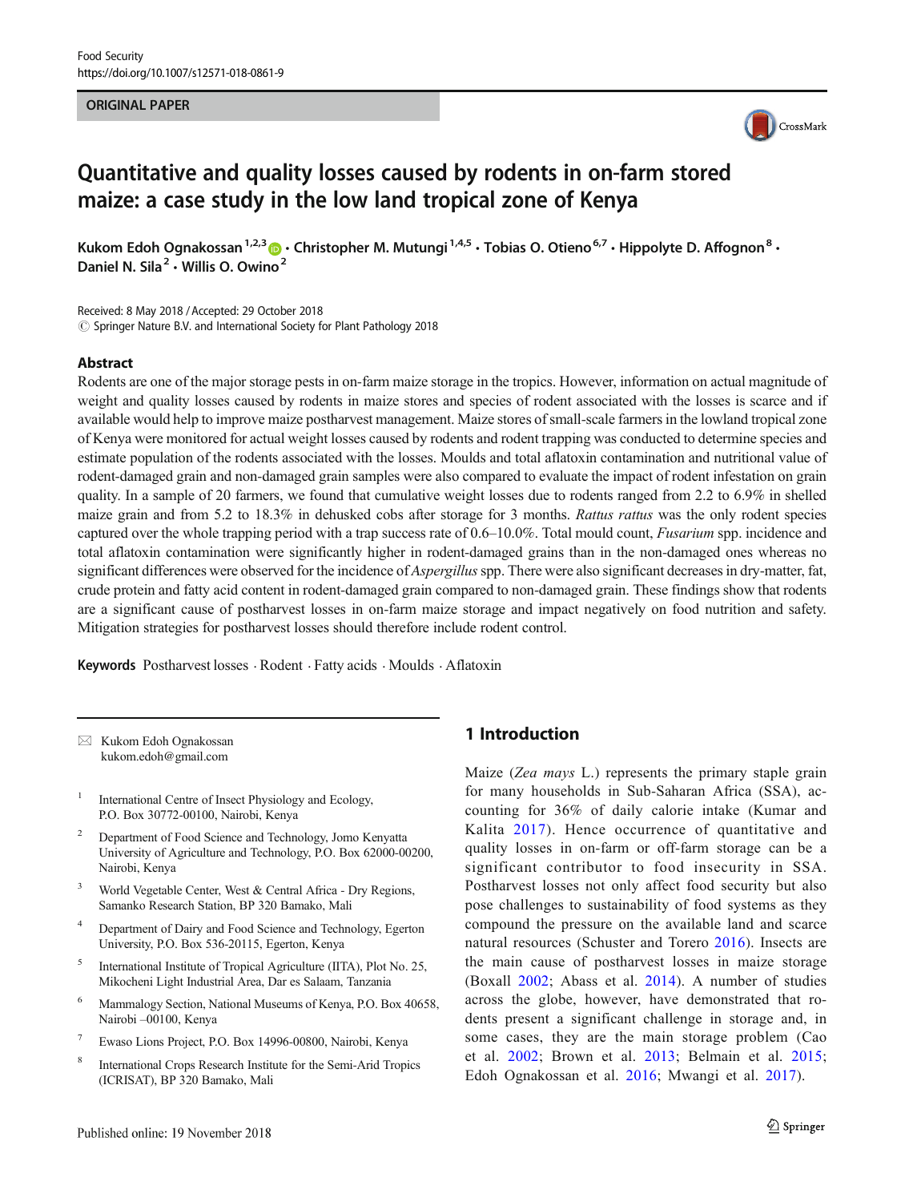ORIGINAL PAPER

# Quantitative and quality losses caused by rodents in on-farm stored maize: a case study in the low land tropical zone of Kenya

**Kukom Edoh Ognakossan[1,2,3] · Christopher M. Mutungi[1,4,5] · Tobias O. Otieno[6,7] · Hippolyte D. Affognon[8] · Daniel N. Sila[2] · Willis O. Owino[2]**

Received: 8 May 2018 / Accepted: 29 October 2018
© Springer Nature B.V. and International Society for Plant Pathology 2018

## Abstract

Rodents are one of the major storage pests in on-farm maize storage in the tropics. However, information on actual magnitude of weight and quality losses caused by rodents in maize stores and species of rodent associated with the losses is scarce and if available would help to improve maize postharvest management. Maize stores of small-scale farmers in the lowland tropical zone of Kenya were monitored for actual weight losses caused by rodents and rodent trapping was conducted to determine species and estimate population of the rodents associated with the losses. Moulds and total aflatoxin contamination and nutritional value of rodent-damaged grain and non-damaged grain samples were also compared to evaluate the impact of rodent infestation on grain quality. In a sample of 20 farmers, we found that cumulative weight losses due to rodents ranged from 2.2 to 6.9% in shelled maize grain and from 5.2 to 18.3% in dehusked cobs after storage for 3 months. *Rattus rattus* was the only rodent species captured over the whole trapping period with a trap success rate of 0.6–10.0%. Total mould count, *Fusarium* spp. incidence and total aflatoxin contamination were significantly higher in rodent-damaged grains than in the non-damaged ones whereas no significant differences were observed for the incidence of *Aspergillus* spp. There were also significant decreases in dry-matter, fat, crude protein and fatty acid content in rodent-damaged grain compared to non-damaged grain. These findings show that rodents are a significant cause of postharvest losses in on-farm maize storage and impact negatively on food nutrition and safety. Mitigation strategies for postharvest losses should therefore include rodent control.

**Keywords** Postharvest losses · Rodent · Fatty acids · Moulds · Aflatoxin

✉ Kukom Edoh Ognakossan
kukom.edoh@gmail.com

1. International Centre of Insect Physiology and Ecology, P.O. Box 30772-00100, Nairobi, Kenya
2. Department of Food Science and Technology, Jomo Kenyatta University of Agriculture and Technology, P.O. Box 62000-00200, Nairobi, Kenya
3. World Vegetable Center, West & Central Africa - Dry Regions, Samanko Research Station, BP 320 Bamako, Mali
4. Department of Dairy and Food Science and Technology, Egerton University, P.O. Box 536-20115, Egerton, Kenya
5. International Institute of Tropical Agriculture (IITA), Plot No. 25, Mikocheni Light Industrial Area, Dar es Salaam, Tanzania
6. Mammalogy Section, National Museums of Kenya, P.O. Box 40658, Nairobi –00100, Kenya
7. Ewaso Lions Project, P.O. Box 14996-00800, Nairobi, Kenya
8. International Crops Research Institute for the Semi-Arid Tropics (ICRISAT), BP 320 Bamako, Mali

## 1 Introduction

Maize (*Zea mays* L.) represents the primary staple grain for many households in Sub-Saharan Africa (SSA), accounting for 36% of daily calorie intake (Kumar and Kalita 2017). Hence occurrence of quantitative and quality losses in on-farm or off-farm storage can be a significant contributor to food insecurity in SSA. Postharvest losses not only affect food security but also pose challenges to sustainability of food systems as they compound the pressure on the available land and scarce natural resources (Schuster and Torero 2016). Insects are the main cause of postharvest losses in maize storage (Boxall 2002; Abass et al. 2014). A number of studies across the globe, however, have demonstrated that rodents present a significant challenge in storage and, in some cases, they are the main storage problem (Cao et al. 2002; Brown et al. 2013; Belmain et al. 2015; Edoh Ognakossan et al. 2016; Mwangi et al. 2017).

Published online: 19 November 2018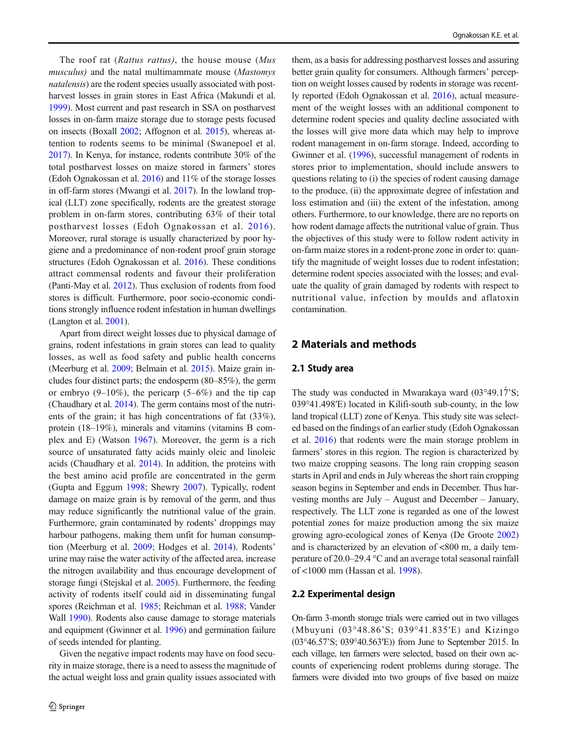The roof rat (*Rattus rattus)*, the house mouse (*Mus musculus)* and the natal multimammate mouse (*Mastomys natalensis*) are the rodent species usually associated with postharvest losses in grain stores in East Africa (Makundi et al. 1999). Most current and past research in SSA on postharvest losses in on-farm maize storage due to storage pests focused on insects (Boxall 2002; Affognon et al. 2015), whereas attention to rodents seems to be minimal (Swanepoel et al. 2017). In Kenya, for instance, rodents contribute 30% of the total postharvest losses on maize stored in farmers' stores (Edoh Ognakossan et al. 2016) and 11% of the storage losses in off-farm stores (Mwangi et al. 2017). In the lowland tropical (LLT) zone specifically, rodents are the greatest storage problem in on-farm stores, contributing 63% of their total postharvest losses (Edoh Ognakossan et al. 2016). Moreover, rural storage is usually characterized by poor hygiene and a predominance of non-rodent proof grain storage structures (Edoh Ognakossan et al. 2016). These conditions attract commensal rodents and favour their proliferation (Panti-May et al. 2012). Thus exclusion of rodents from food stores is difficult. Furthermore, poor socio-economic conditions strongly influence rodent infestation in human dwellings (Langton et al. 2001).

Apart from direct weight losses due to physical damage of grains, rodent infestations in grain stores can lead to quality losses, as well as food safety and public health concerns (Meerburg et al. 2009; Belmain et al. 2015). Maize grain includes four distinct parts; the endosperm (80–85%), the germ or embryo (9–10%), the pericarp (5–6%) and the tip cap (Chaudhary et al. 2014). The germ contains most of the nutrients of the grain; it has high concentrations of fat (33%), protein (18–19%), minerals and vitamins (vitamins B complex and E) (Watson 1967). Moreover, the germ is a rich source of unsaturated fatty acids mainly oleic and linoleic acids (Chaudhary et al. 2014). In addition, the proteins with the best amino acid profile are concentrated in the germ (Gupta and Eggum 1998; Shewry 2007). Typically, rodent damage on maize grain is by removal of the germ, and thus may reduce significantly the nutritional value of the grain. Furthermore, grain contaminated by rodents' droppings may harbour pathogens, making them unfit for human consumption (Meerburg et al. 2009; Hodges et al. 2014). Rodents' urine may raise the water activity of the affected area, increase the nitrogen availability and thus encourage development of storage fungi (Stejskal et al. 2005). Furthermore, the feeding activity of rodents itself could aid in disseminating fungal spores (Reichman et al. 1985; Reichman et al. 1988; Vander Wall 1990). Rodents also cause damage to storage materials and equipment (Gwinner et al. 1996) and germination failure of seeds intended for planting.

Given the negative impact rodents may have on food security in maize storage, there is a need to assess the magnitude of the actual weight loss and grain quality issues associated with them, as a basis for addressing postharvest losses and assuring better grain quality for consumers. Although farmers' perception on weight losses caused by rodents in storage was recently reported (Edoh Ognakossan et al. 2016), actual measurement of the weight losses with an additional component to determine rodent species and quality decline associated with the losses will give more data which may help to improve rodent management in on-farm storage. Indeed, according to Gwinner et al. (1996), successful management of rodents in stores prior to implementation, should include answers to questions relating to (i) the species of rodent causing damage to the produce, (ii) the approximate degree of infestation and loss estimation and (iii) the extent of the infestation, among others. Furthermore, to our knowledge, there are no reports on how rodent damage affects the nutritional value of grain. Thus the objectives of this study were to follow rodent activity in on-farm maize stores in a rodent-prone zone in order to: quantify the magnitude of weight losses due to rodent infestation; determine rodent species associated with the losses; and evaluate the quality of grain damaged by rodents with respect to nutritional value, infection by moulds and aflatoxin contamination.

## 2 Materials and methods

### 2.1 Study area

The study was conducted in Mwarakaya ward (03°49.17́'S; 039°41.498′E) located in Kilifi-south sub-county, in the low land tropical (LLT) zone of Kenya. This study site was selected based on the findings of an earlier study (Edoh Ognakossan et al. 2016) that rodents were the main storage problem in farmers' stores in this region. The region is characterized by two maize cropping seasons. The long rain cropping season starts in April and ends in July whereas the short rain cropping season begins in September and ends in December. Thus harvesting months are July – August and December – January, respectively. The LLT zone is regarded as one of the lowest potential zones for maize production among the six maize growing agro-ecological zones of Kenya (De Groote 2002) and is characterized by an elevation of <800 m, a daily temperature of 20.0–29.4 °C and an average total seasonal rainfall of <1000 mm (Hassan et al. 1998).

### 2.2 Experimental design

On-farm 3-month storage trials were carried out in two villages (Mbuyuni (03°48.86'S; 039°41.835′E) and Kizingo (03°46.57'S; 039°40.563′E)) from June to September 2015. In each village, ten farmers were selected, based on their own accounts of experiencing rodent problems during storage. The farmers were divided into two groups of five based on maize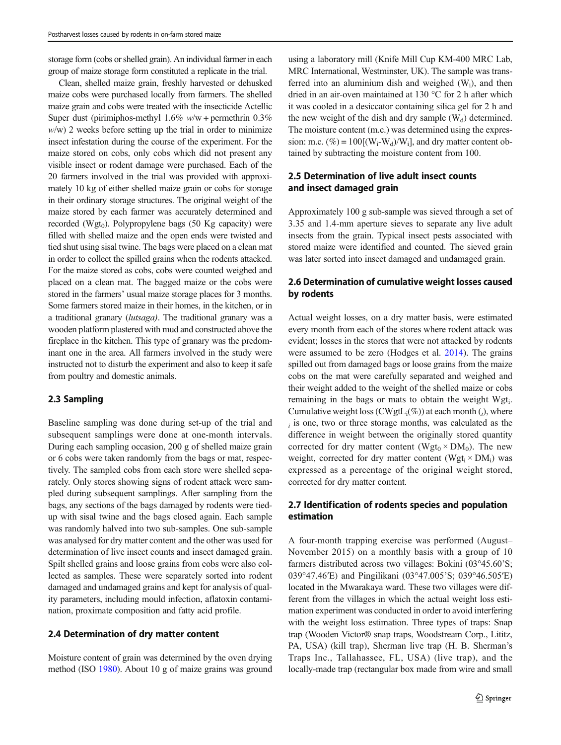storage form (cobs or shelled grain). An individual farmer in each group of maize storage form constituted a replicate in the trial.

Clean, shelled maize grain, freshly harvested or dehusked maize cobs were purchased locally from farmers. The shelled maize grain and cobs were treated with the insecticide Actellic Super dust (pirimiphos-methyl 1.6% *w*/w + permethrin 0.3% *w*/w) 2 weeks before setting up the trial in order to minimize insect infestation during the course of the experiment. For the maize stored on cobs, only cobs which did not present any visible insect or rodent damage were purchased. Each of the 20 farmers involved in the trial was provided with approximately 10 kg of either shelled maize grain or cobs for storage in their ordinary storage structures. The original weight of the maize stored by each farmer was accurately determined and recorded ($Wgt_0$). Polypropylene bags (50 Kg capacity) were filled with shelled maize and the open ends were twisted and tied shut using sisal twine. The bags were placed on a clean mat in order to collect the spilled grains when the rodents attacked. For the maize stored as cobs, cobs were counted weighed and placed on a clean mat. The bagged maize or the cobs were stored in the farmers' usual maize storage places for 3 months. Some farmers stored maize in their homes, in the kitchen, or in a traditional granary (*lutsaga)*. The traditional granary was a wooden platform plastered with mud and constructed above the fireplace in the kitchen. This type of granary was the predominant one in the area. All farmers involved in the study were instructed not to disturb the experiment and also to keep it safe from poultry and domestic animals.

### 2.3 Sampling

Baseline sampling was done during set-up of the trial and subsequent samplings were done at one-month intervals. During each sampling occasion, 200 g of shelled maize grain or 6 cobs were taken randomly from the bags or mat, respectively. The sampled cobs from each store were shelled separately. Only stores showing signs of rodent attack were sampled during subsequent samplings. After sampling from the bags, any sections of the bags damaged by rodents were tied-up with sisal twine and the bags closed again. Each sample was randomly halved into two sub-samples. One sub-sample was analysed for dry matter content and the other was used for determination of live insect counts and insect damaged grain. Spilt shelled grains and loose grains from cobs were also collected as samples. These were separately sorted into rodent damaged and undamaged grains and kept for analysis of quality parameters, including mould infection, aflatoxin contamination, proximate composition and fatty acid profile.

### 2.4 Determination of dry matter content

Moisture content of grain was determined by the oven drying method (ISO 1980). About 10 g of maize grains was ground using a laboratory mill (Knife Mill Cup KM-400 MRC Lab, MRC International, Westminster, UK). The sample was transferred into an aluminium dish and weighed ($W_i$), and then dried in an air-oven maintained at 130 °C for 2 h after which it was cooled in a desiccator containing silica gel for 2 h and the new weight of the dish and dry sample ($W_d$) determined. The moisture content (m.c.) was determined using the expression: m.c. (%) = $100[(W_i - W_d)/W_i]$, and dry matter content obtained by subtracting the moisture content from 100.

### 2.5 Determination of live adult insect counts and insect damaged grain

Approximately 100 g sub-sample was sieved through a set of 3.35 and 1.4-mm aperture sieves to separate any live adult insects from the grain. Typical insect pests associated with stored maize were identified and counted. The sieved grain was later sorted into insect damaged and undamaged grain.

### 2.6 Determination of cumulative weight losses caused by rodents

Actual weight losses, on a dry matter basis, were estimated every month from each of the stores where rodent attack was evident; losses in the stores that were not attacked by rodents were assumed to be zero (Hodges et al. 2014). The grains spilled out from damaged bags or loose grains from the maize cobs on the mat were carefully separated and weighed and their weight added to the weight of the shelled maize or cobs remaining in the bags or mats to obtain the weight $Wgt_i$. Cumulative weight loss ($CWgtL_i$(%)) at each month ($_i$), where $_i$ is one, two or three storage months, was calculated as the difference in weight between the originally stored quantity corrected for dry matter content ($Wgt_0 \times DM_0$). The new weight, corrected for dry matter content ($Wgt_i \times DM_i$) was expressed as a percentage of the original weight stored, corrected for dry matter content.

### 2.7 Identification of rodents species and population estimation

A four-month trapping exercise was performed (August–November 2015) on a monthly basis with a group of 10 farmers distributed across two villages: Bokini (03°45.60'S; 039°47.46′E) and Pingilikani (03°47.005'S; 039°46.505′E) located in the Mwarakaya ward. These two villages were different from the villages in which the actual weight loss estimation experiment was conducted in order to avoid interfering with the weight loss estimation. Three types of traps: Snap trap (Wooden Victor® snap traps, Woodstream Corp., Lititz, PA, USA) (kill trap), Sherman live trap (H. B. Sherman's Traps Inc., Tallahassee, FL, USA) (live trap), and the locally-made trap (rectangular box made from wire and small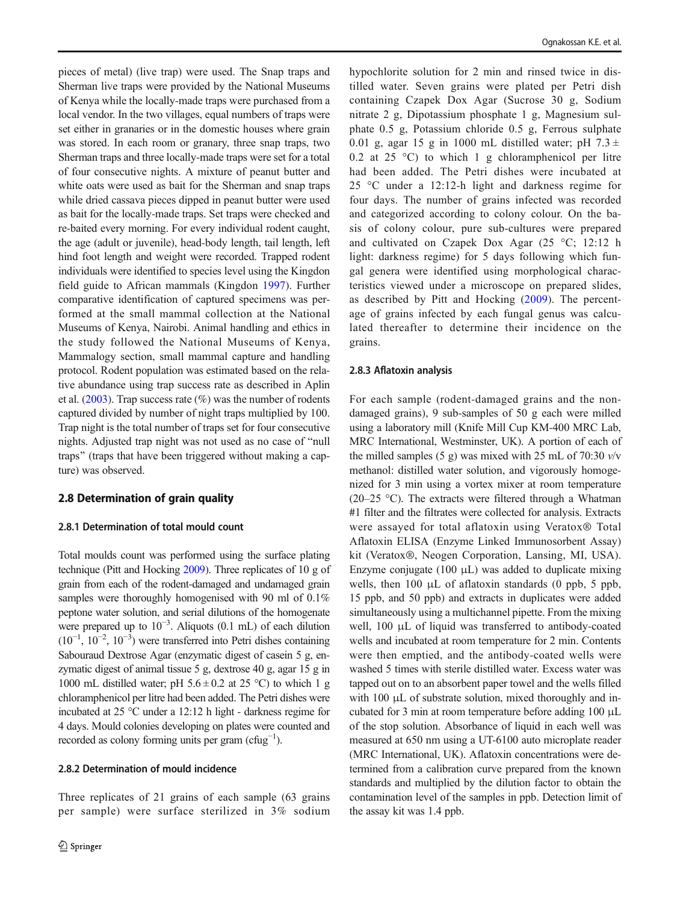pieces of metal) (live trap) were used. The Snap traps and Sherman live traps were provided by the National Museums of Kenya while the locally-made traps were purchased from a local vendor. In the two villages, equal numbers of traps were set either in granaries or in the domestic houses where grain was stored. In each room or granary, three snap traps, two Sherman traps and three locally-made traps were set for a total of four consecutive nights. A mixture of peanut butter and white oats were used as bait for the Sherman and snap traps while dried cassava pieces dipped in peanut butter were used as bait for the locally-made traps. Set traps were checked and re-baited every morning. For every individual rodent caught, the age (adult or juvenile), head-body length, tail length, left hind foot length and weight were recorded. Trapped rodent individuals were identified to species level using the Kingdon field guide to African mammals (Kingdon 1997). Further comparative identification of captured specimens was performed at the small mammal collection at the National Museums of Kenya, Nairobi. Animal handling and ethics in the study followed the National Museums of Kenya, Mammalogy section, small mammal capture and handling protocol. Rodent population was estimated based on the relative abundance using trap success rate as described in Aplin et al. (2003). Trap success rate (%) was the number of rodents captured divided by number of night traps multiplied by 100. Trap night is the total number of traps set for four consecutive nights. Adjusted trap night was not used as no case of "null traps" (traps that have been triggered without making a capture) was observed.

## 2.8 Determination of grain quality

### 2.8.1 Determination of total mould count

Total moulds count was performed using the surface plating technique (Pitt and Hocking 2009). Three replicates of 10 g of grain from each of the rodent-damaged and undamaged grain samples were thoroughly homogenised with 90 ml of 0.1% peptone water solution, and serial dilutions of the homogenate were prepared up to $10^{-3}$. Aliquots (0.1 mL) of each dilution ($10^{-1}$, $10^{-2}$, $10^{-3}$) were transferred into Petri dishes containing Sabouraud Dextrose Agar (enzymatic digest of casein 5 g, enzymatic digest of animal tissue 5 g, dextrose 40 g, agar 15 g in 1000 mL distilled water; pH $5.6 \pm 0.2$ at 25 °C) to which 1 g chloramphenicol per litre had been added. The Petri dishes were incubated at 25 °C under a 12:12 h light - darkness regime for 4 days. Mould colonies developing on plates were counted and recorded as colony forming units per gram ($cfug^{-1}$).

### 2.8.2 Determination of mould incidence

Three replicates of 21 grains of each sample (63 grains per sample) were surface sterilized in 3% sodium hypochlorite solution for 2 min and rinsed twice in distilled water. Seven grains were plated per Petri dish containing Czapek Dox Agar (Sucrose 30 g, Sodium nitrate 2 g, Dipotassium phosphate 1 g, Magnesium sulphate 0.5 g, Potassium chloride 0.5 g, Ferrous sulphate 0.01 g, agar 15 g in 1000 mL distilled water; pH $7.3 \pm 0.2$ at 25 °C) to which 1 g chloramphenicol per litre had been added. The Petri dishes were incubated at 25 °C under a 12:12-h light and darkness regime for four days. The number of grains infected was recorded and categorized according to colony colour. On the basis of colony colour, pure sub-cultures were prepared and cultivated on Czapek Dox Agar (25 °C; 12:12 h light: darkness regime) for 5 days following which fungal genera were identified using morphological characteristics viewed under a microscope on prepared slides, as described by Pitt and Hocking (2009). The percentage of grains infected by each fungal genus was calculated thereafter to determine their incidence on the grains.

### 2.8.3 Aflatoxin analysis

For each sample (rodent-damaged grains and the non-damaged grains), 9 sub-samples of 50 g each were milled using a laboratory mill (Knife Mill Cup KM-400 MRC Lab, MRC International, Westminster, UK). A portion of each of the milled samples (5 g) was mixed with 25 mL of 70:30 *v/v* methanol: distilled water solution, and vigorously homogenized for 3 min using a vortex mixer at room temperature (20–25 °C). The extracts were filtered through a Whatman #1 filter and the filtrates were collected for analysis. Extracts were assayed for total aflatoxin using Veratox® Total Aflatoxin ELISA (Enzyme Linked Immunosorbent Assay) kit (Veratox®, Neogen Corporation, Lansing, MI, USA). Enzyme conjugate (100 μL) was added to duplicate mixing wells, then 100 μL of aflatoxin standards (0 ppb, 5 ppb, 15 ppb, and 50 ppb) and extracts in duplicates were added simultaneously using a multichannel pipette. From the mixing well, 100 μL of liquid was transferred to antibody-coated wells and incubated at room temperature for 2 min. Contents were then emptied, and the antibody-coated wells were washed 5 times with sterile distilled water. Excess water was tapped out on to an absorbent paper towel and the wells filled with 100 μL of substrate solution, mixed thoroughly and incubated for 3 min at room temperature before adding 100 μL of the stop solution. Absorbance of liquid in each well was measured at 650 nm using a UT-6100 auto microplate reader (MRC International, UK). Aflatoxin concentrations were determined from a calibration curve prepared from the known standards and multiplied by the dilution factor to obtain the contamination level of the samples in ppb. Detection limit of the assay kit was 1.4 ppb.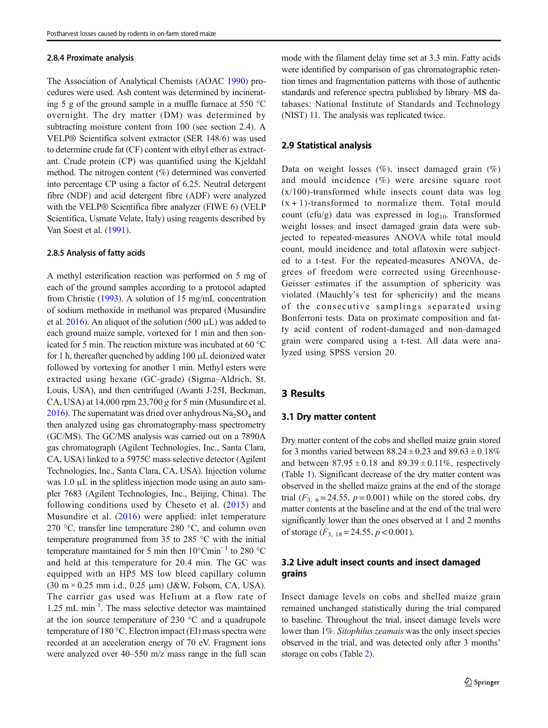#### 2.8.4 Proximate analysis

The Association of Analytical Chemists (AOAC 1990) procedures were used. Ash content was determined by incinerating 5 g of the ground sample in a muffle furnace at 550 °C overnight. The dry matter (DM) was determined by subtracting moisture content from 100 (see section 2.4). A VELP® Scientifica solvent extractor (SER 148/6) was used to determine crude fat (CF) content with ethyl ether as extractant. Crude protein (CP) was quantified using the Kjeldahl method. The nitrogen content (%) determined was converted into percentage CP using a factor of 6.25. Neutral detergent fibre (NDF) and acid detergent fibre (ADF) were analyzed with the VELP® Scientifica fibre analyzer (FIWE 6) (VELP Scientifica, Usmate Velate, Italy) using reagents described by Van Soest et al. (1991).

#### 2.8.5 Analysis of fatty acids

A methyl esterification reaction was performed on 5 mg of each of the ground samples according to a protocol adapted from Christie (1993). A solution of 15 mg/mL concentration of sodium methoxide in methanol was prepared (Musundire et al. 2016). An aliquot of the solution (500 μL) was added to each ground maize sample, vortexed for 1 min and then sonicated for 5 min. The reaction mixture was incubated at 60 °C for 1 h, thereafter quenched by adding 100 μL deionized water followed by vortexing for another 1 min. Methyl esters were extracted using hexane (GC-grade) (Sigma–Aldrich, St. Louis, USA), and then centrifuged (Avanti J-25I, Beckman, CA, USA) at 14,000 rpm 23,700 *g* for 5 min (Musundire et al. 2016). The supernatant was dried over anhydrous $Na_2SO_4$ and then analyzed using gas chromatography-mass spectrometry (GC/MS). The GC/MS analysis was carried out on a 7890A gas chromatograph (Agilent Technologies, Inc., Santa Clara, CA, USA) linked to a 5975C mass selective detector (Agilent Technologies, Inc., Santa Clara, CA, USA). Injection volume was 1.0 μL in the splitless injection mode using an auto sampler 7683 (Agilent Technologies, Inc., Beijing, China). The following conditions used by Cheseto et al. (2015) and Musundire et al. (2016) were applied: inlet temperature 270 °C, transfer line temperature 280 °C, and column oven temperature programmed from 35 to 285 °C with the initial temperature maintained for 5 min then 10°Cmin$^{-1}$ to 280 °C and held at this temperature for 20.4 min. The GC was equipped with an HP5 MS low bleed capillary column (30 m × 0.25 mm i.d., 0.25 μm) (J&W, Folsom, CA, USA). The carrier gas used was Helium at a flow rate of 1.25 mL min$^{-1}$. The mass selective detector was maintained at the ion source temperature of 230 °C and a quadrupole temperature of 180 °C. Electron impact (EI) mass spectra were recorded at an acceleration energy of 70 eV. Fragment ions were analyzed over 40–550 m/z mass range in the full scan mode with the filament delay time set at 3.3 min. Fatty acids were identified by comparison of gas chromatographic retention times and fragmentation patterns with those of authentic standards and reference spectra published by library–MS databases: National Institute of Standards and Technology (NIST) 11. The analysis was replicated twice.

### 2.9 Statistical analysis

Data on weight losses (%), insect damaged grain (%) and mould incidence (%) were arcsine square root (x/100)-transformed while insects count data was log (x + 1)-transformed to normalize them. Total mould count (cfu/g) data was expressed in $\log_{10}$. Transformed weight losses and insect damaged grain data were subjected to repeated-measures ANOVA while total mould count, mould incidence and total aflatoxin were subjected to a t-test. For the repeated-measures ANOVA, degrees of freedom were corrected using Greenhouse-Geisser estimates if the assumption of sphericity was violated (Mauchly's test for sphericity) and the means of the consecutive samplings separated using Bonferroni tests. Data on proximate composition and fatty acid content of rodent-damaged and non-damaged grain were compared using a t-test. All data were analyzed using SPSS version 20.

## 3 Results

### 3.1 Dry matter content

Dry matter content of the cobs and shelled maize grain stored for 3 months varied between 88.24 ± 0.23 and 89.63 ± 0.18% and between 87.95 ± 0.18 and 89.39 ± 0.11%, respectively (Table 1). Significant decrease of the dry matter content was observed in the shelled maize grains at the end of the storage trial ($F_{3,\ 6} = 24.55$, $p = 0.001$) while on the stored cobs, dry matter contents at the baseline and at the end of the trial were significantly lower than the ones observed at 1 and 2 months of storage ($F_{3,\ 18} = 24.55$, $p < 0.001$).

### 3.2 Live adult insect counts and insect damaged grains

Insect damage levels on cobs and shelled maize grain remained unchanged statistically during the trial compared to baseline. Throughout the trial, insect damage levels were lower than 1%. *Sitophilus zeamais* was the only insect species observed in the trial, and was detected only after 3 months' storage on cobs (Table 2).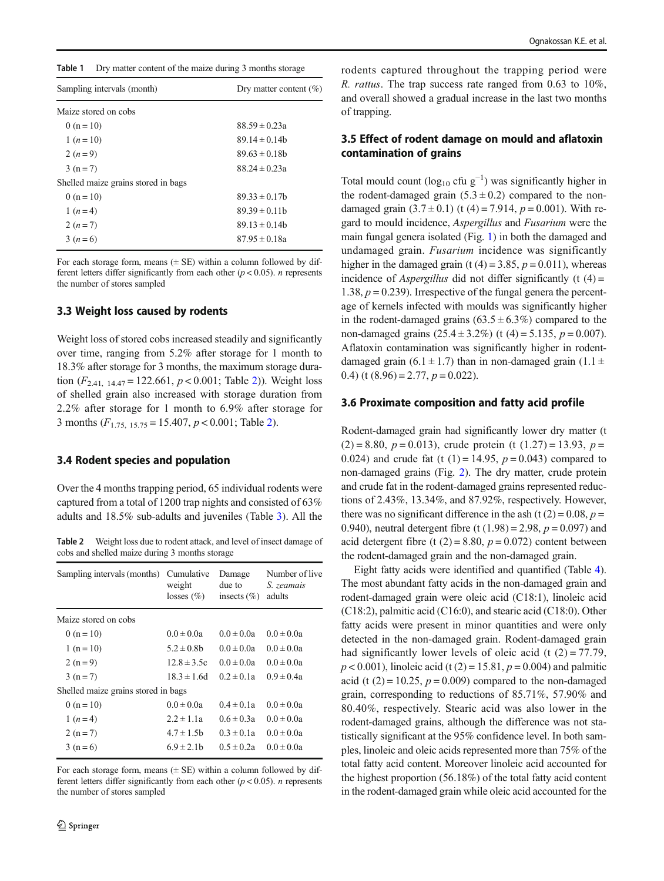**Table 1** Dry matter content of the maize during 3 months storage

| Sampling intervals (month) | Dry matter content (%) |
|---|---|
| Maize stored on cobs | |
| 0 (n = 10) | 88.59 ± 0.23a |
| 1 (*n* = 10) | 89.14 ± 0.14b |
| 2 (*n* = 9) | 89.63 ± 0.18b |
| 3 (n = 7) | 88.24 ± 0.23a |
| Shelled maize grains stored in bags | |
| 0 (n = 10) | 89.33 ± 0.17b |
| 1 (*n* = 4) | 89.39 ± 0.11b |
| 2 (*n* = 7) | 89.13 ± 0.14b |
| 3 (*n* = 6) | 87.95 ± 0.18a |

For each storage form, means (± SE) within a column followed by different letters differ significantly from each other ($p < 0.05$). *n* represents the number of stores sampled

### 3.3 Weight loss caused by rodents

Weight loss of stored cobs increased steadily and significantly over time, ranging from 5.2% after storage for 1 month to 18.3% after storage for 3 months, the maximum storage duration ($F_{2.41,\ 14.47} = 122.661$, $p < 0.001$; Table 2)). Weight loss of shelled grain also increased with storage duration from 2.2% after storage for 1 month to 6.9% after storage for 3 months ($F_{1.75,\ 15.75} = 15.407$, $p < 0.001$; Table 2).

### 3.4 Rodent species and population

Over the 4 months trapping period, 65 individual rodents were captured from a total of 1200 trap nights and consisted of 63% adults and 18.5% sub-adults and juveniles (Table 3). All the rodents captured throughout the trapping period were *R. rattus*. The trap success rate ranged from 0.63 to 10%, and overall showed a gradual increase in the last two months of trapping.

**Table 2** Weight loss due to rodent attack, and level of insect damage of cobs and shelled maize during 3 months storage

| Sampling intervals (months) | Cumulative weight losses (%) | Damage due to insects (%) | Number of live *S. zeamais* adults |
|---|---|---|---|
| Maize stored on cobs | | | |
| 0 (n = 10) | 0.0 ± 0.0a | 0.0 ± 0.0a | 0.0 ± 0.0a |
| 1 (n = 10) | 5.2 ± 0.8b | 0.0 ± 0.0a | 0.0 ± 0.0a |
| 2 (n = 9) | 12.8 ± 3.5c | 0.0 ± 0.0a | 0.0 ± 0.0a |
| 3 (n = 7) | 18.3 ± 1.6d | 0.2 ± 0.1a | 0.9 ± 0.4a |
| Shelled maize grains stored in bags | | | |
| 0 (n = 10) | 0.0 ± 0.0a | 0.4 ± 0.1a | 0.0 ± 0.0a |
| 1 (*n* = 4) | 2.2 ± 1.1a | 0.6 ± 0.3a | 0.0 ± 0.0a |
| 2 (n = 7) | 4.7 ± 1.5b | 0.3 ± 0.1a | 0.0 ± 0.0a |
| 3 (n = 6) | 6.9 ± 2.1b | 0.5 ± 0.2a | 0.0 ± 0.0a |

For each storage form, means (± SE) within a column followed by different letters differ significantly from each other ($p < 0.05$). *n* represents the number of stores sampled

### 3.5 Effect of rodent damage on mould and aflatoxin contamination of grains

Total mould count ($\log_{10}$ cfu $g^{-1}$) was significantly higher in the rodent-damaged grain (5.3 ± 0.2) compared to the non-damaged grain (3.7 ± 0.1) ($t(4) = 7.914$, $p = 0.001$). With regard to mould incidence, *Aspergillus* and *Fusarium* were the main fungal genera isolated (Fig. 1) in both the damaged and undamaged grain. *Fusarium* incidence was significantly higher in the damaged grain ($t(4) = 3.85$, $p = 0.011$), whereas incidence of *Aspergillus* did not differ significantly ($t(4) = 1.38$, $p = 0.239$). Irrespective of the fungal genera the percentage of kernels infected with moulds was significantly higher in the rodent-damaged grains (63.5 ± 6.3%) compared to the non-damaged grains (25.4 ± 3.2%) ($t(4) = 5.135$, $p = 0.007$). Aflatoxin contamination was significantly higher in rodent-damaged grain (6.1 ± 1.7) than in non-damaged grain (1.1 ± 0.4) ($t(8.96) = 2.77$, $p = 0.022$).

### 3.6 Proximate composition and fatty acid profile

Rodent-damaged grain had significantly lower dry matter ($t(2) = 8.80$, $p = 0.013$), crude protein ($t(1.27) = 13.93$, $p = 0.024$) and crude fat ($t(1) = 14.95$, $p = 0.043$) compared to non-damaged grains (Fig. 2). The dry matter, crude protein and crude fat in the rodent-damaged grains represented reductions of 2.43%, 13.34%, and 87.92%, respectively. However, there was no significant difference in the ash ($t(2) = 0.08$, $p = 0.940$), neutral detergent fibre ($t(1.98) = 2.98$, $p = 0.097$) and acid detergent fibre ($t(2) = 8.80$, $p = 0.072$) content between the rodent-damaged grain and the non-damaged grain.

Eight fatty acids were identified and quantified (Table 4). The most abundant fatty acids in the non-damaged grain and rodent-damaged grain were oleic acid (C18:1), linoleic acid (C18:2), palmitic acid (C16:0), and stearic acid (C18:0). Other fatty acids were present in minor quantities and were only detected in the non-damaged grain. Rodent-damaged grain had significantly lower levels of oleic acid ($t(2) = 77.79$, $p < 0.001$), linoleic acid ($t(2) = 15.81$, $p = 0.004$) and palmitic acid ($t(2) = 10.25$, $p = 0.009$) compared to the non-damaged grain, corresponding to reductions of 85.71%, 57.90% and 80.40%, respectively. Stearic acid was also lower in the rodent-damaged grains, although the difference was not statistically significant at the 95% confidence level. In both samples, linoleic and oleic acids represented more than 75% of the total fatty acid content. Moreover linoleic acid accounted for the highest proportion (56.18%) of the total fatty acid content in the rodent-damaged grain while oleic acid accounted for the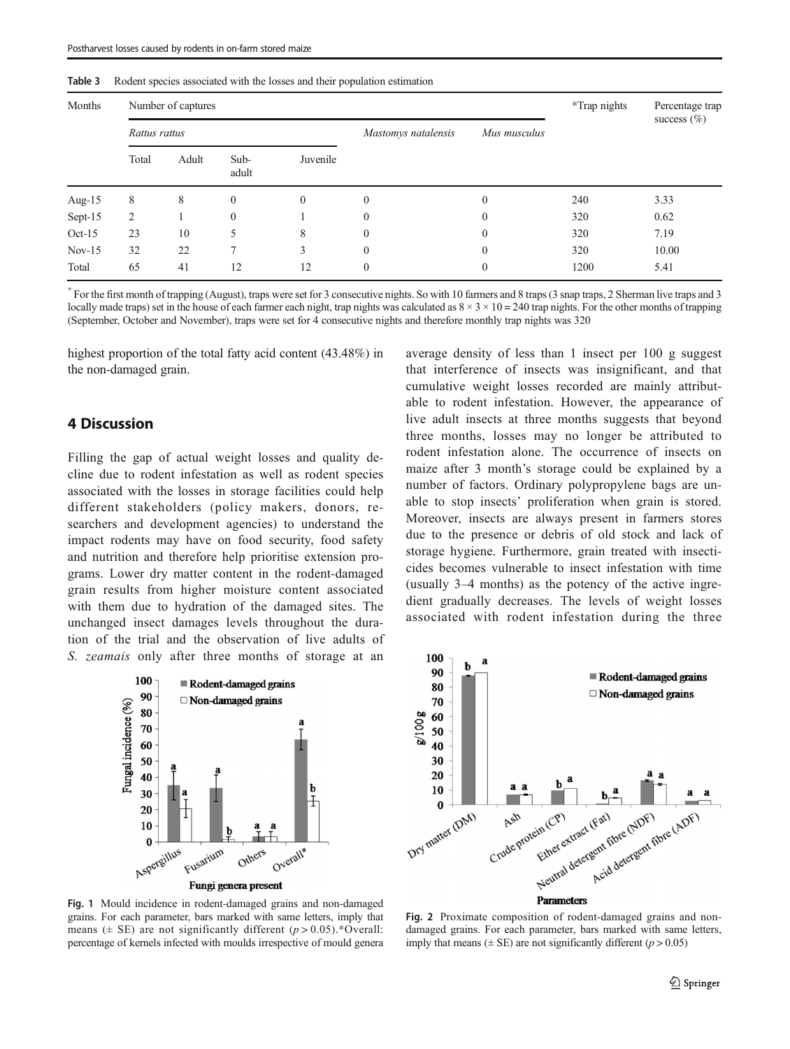Table 3 Rodent species associated with the losses and their population estimation

| Months | Number of captures | | | | | | *Trap nights | Percentage trap success (%) |
|---|---|---|---|---|---|---|---|---|
| | *Rattus rattus* | | | | *Mastomys natalensis* | *Mus musculus* | | |
| | Total | Adult | Sub-adult | Juvenile | | | | |
| Aug-15 | 8 | 8 | 0 | 0 | 0 | 0 | 240 | 3.33 |
| Sept-15 | 2 | 1 | 0 | 1 | 0 | 0 | 320 | 0.62 |
| Oct-15 | 23 | 10 | 5 | 8 | 0 | 0 | 320 | 7.19 |
| Nov-15 | 32 | 22 | 7 | 3 | 0 | 0 | 320 | 10.00 |
| Total | 65 | 41 | 12 | 12 | 0 | 0 | 1200 | 5.41 |

* For the first month of trapping (August), traps were set for 3 consecutive nights. So with 10 farmers and 8 traps (3 snap traps, 2 Sherman live traps and 3 locally made traps) set in the house of each farmer each night, trap nights was calculated as $8 \times 3 \times 10 = 240$ trap nights. For the other months of trapping (September, October and November), traps were set for 4 consecutive nights and therefore monthly trap nights was 320

highest proportion of the total fatty acid content (43.48%) in the non-damaged grain.

## 4 Discussion

Filling the gap of actual weight losses and quality decline due to rodent infestation as well as rodent species associated with the losses in storage facilities could help different stakeholders (policy makers, donors, researchers and development agencies) to understand the impact rodents may have on food security, food safety and nutrition and therefore help prioritise extension programs. Lower dry matter content in the rodent-damaged grain results from higher moisture content associated with them due to hydration of the damaged sites. The unchanged insect damages levels throughout the duration of the trial and the observation of live adults of *S. zeamais* only after three months of storage at an average density of less than 1 insect per 100 g suggest that interference of insects was insignificant, and that cumulative weight losses recorded are mainly attributable to rodent infestation. However, the appearance of live adult insects at three months suggests that beyond three months, losses may no longer be attributed to rodent infestation alone. The occurrence of insects on maize after 3 month's storage could be explained by a number of factors. Ordinary polypropylene bags are unable to stop insects' proliferation when grain is stored. Moreover, insects are always present in farmers stores due to the presence or debris of old stock and lack of storage hygiene. Furthermore, grain treated with insecticides becomes vulnerable to insect infestation with time (usually 3–4 months) as the potency of the active ingredient gradually decreases. The levels of weight losses associated with rodent infestation during the three

Fig. 1 Mould incidence in rodent-damaged grains and non-damaged grains. For each parameter, bars marked with same letters, imply that means (± SE) are not significantly different ($p > 0.05$). *Overall: percentage of kernels infected with moulds irrespective of mould genera

Fig. 2 Proximate composition of rodent-damaged grains and non-damaged grains. For each parameter, bars marked with same letters, imply that means (± SE) are not significantly different ($p > 0.05$)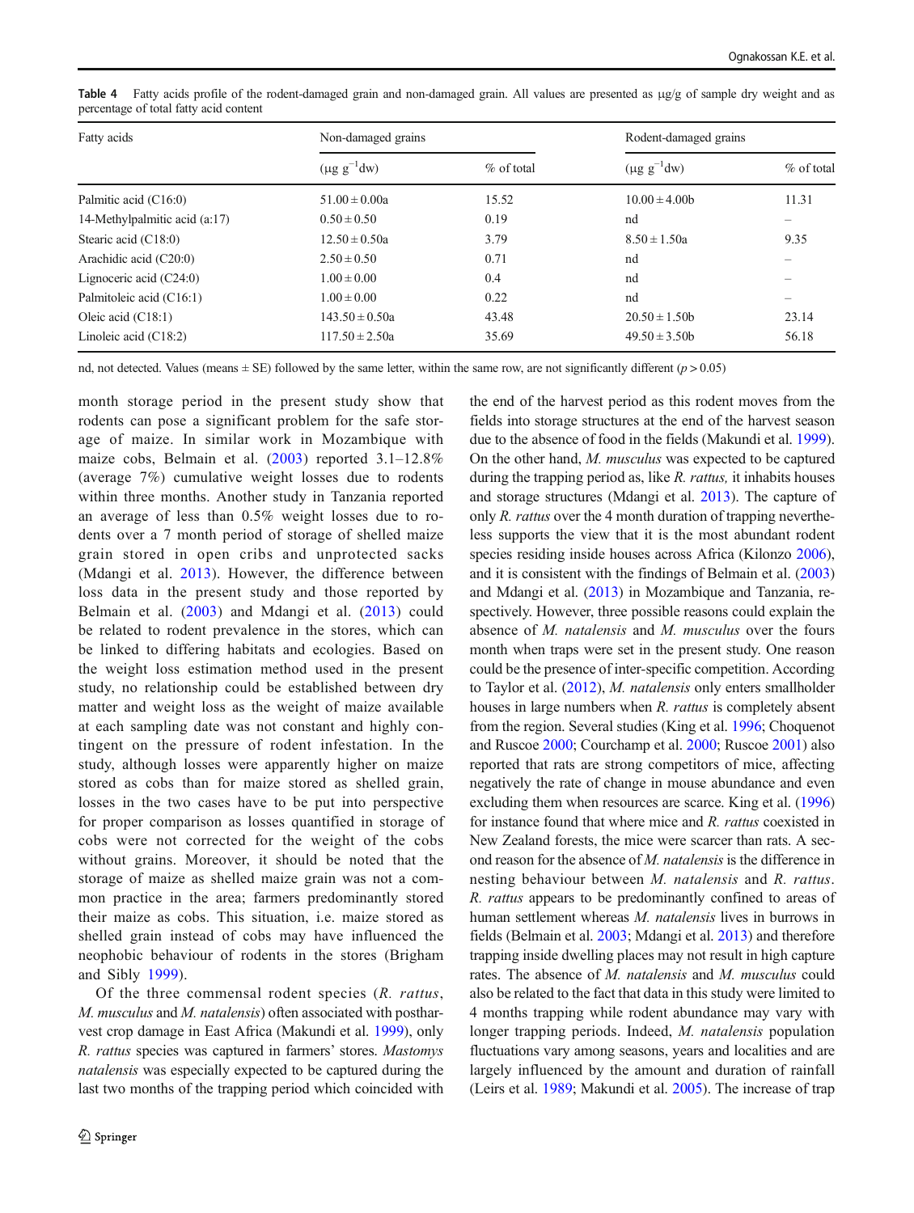Table 4 Fatty acids profile of the rodent-damaged grain and non-damaged grain. All values are presented as μg/g of sample dry weight and as percentage of total fatty acid content

| Fatty acids | Non-damaged grains | | Rodent-damaged grains | |
|---|---|---|---|---|
| | ($\mu g\ g^{-1}$dw) | % of total | ($\mu g\ g^{-1}$dw) | % of total |
| Palmitic acid (C16:0) | 51.00 ± 0.00a | 15.52 | 10.00 ± 4.00b | 11.31 |
| 14-Methylpalmitic acid (a:17) | 0.50 ± 0.50 | 0.19 | nd | – |
| Stearic acid (C18:0) | 12.50 ± 0.50a | 3.79 | 8.50 ± 1.50a | 9.35 |
| Arachidic acid (C20:0) | 2.50 ± 0.50 | 0.71 | nd | – |
| Lignoceric acid (C24:0) | 1.00 ± 0.00 | 0.4 | nd | – |
| Palmitoleic acid (C16:1) | 1.00 ± 0.00 | 0.22 | nd | – |
| Oleic acid (C18:1) | 143.50 ± 0.50a | 43.48 | 20.50 ± 1.50b | 23.14 |
| Linoleic acid (C18:2) | 117.50 ± 2.50a | 35.69 | 49.50 ± 3.50b | 56.18 |

nd, not detected. Values (means ± SE) followed by the same letter, within the same row, are not significantly different ($p > 0.05$)

month storage period in the present study show that rodents can pose a significant problem for the safe storage of maize. In similar work in Mozambique with maize cobs, Belmain et al. (2003) reported 3.1–12.8% (average 7%) cumulative weight losses due to rodents within three months. Another study in Tanzania reported an average of less than 0.5% weight losses due to rodents over a 7 month period of storage of shelled maize grain stored in open cribs and unprotected sacks (Mdangi et al. 2013). However, the difference between loss data in the present study and those reported by Belmain et al. (2003) and Mdangi et al. (2013) could be related to rodent prevalence in the stores, which can be linked to differing habitats and ecologies. Based on the weight loss estimation method used in the present study, no relationship could be established between dry matter and weight loss as the weight of maize available at each sampling date was not constant and highly contingent on the pressure of rodent infestation. In the study, although losses were apparently higher on maize stored as cobs than for maize stored as shelled grain, losses in the two cases have to be put into perspective for proper comparison as losses quantified in storage of cobs were not corrected for the weight of the cobs without grains. Moreover, it should be noted that the storage of maize as shelled maize grain was not a common practice in the area; farmers predominantly stored their maize as cobs. This situation, i.e. maize stored as shelled grain instead of cobs may have influenced the neophobic behaviour of rodents in the stores (Brigham and Sibly 1999).

Of the three commensal rodent species (*R. rattus*, *M. musculus* and *M. natalensis*) often associated with postharvest crop damage in East Africa (Makundi et al. 1999), only *R. rattus* species was captured in farmers' stores. *Mastomys natalensis* was especially expected to be captured during the last two months of the trapping period which coincided with the end of the harvest period as this rodent moves from the fields into storage structures at the end of the harvest season due to the absence of food in the fields (Makundi et al. 1999). On the other hand, *M. musculus* was expected to be captured during the trapping period as, like *R. rattus,* it inhabits houses and storage structures (Mdangi et al. 2013). The capture of only *R. rattus* over the 4 month duration of trapping nevertheless supports the view that it is the most abundant rodent species residing inside houses across Africa (Kilonzo 2006), and it is consistent with the findings of Belmain et al. (2003) and Mdangi et al. (2013) in Mozambique and Tanzania, respectively. However, three possible reasons could explain the absence of *M. natalensis* and *M. musculus* over the fours month when traps were set in the present study. One reason could be the presence of inter-specific competition. According to Taylor et al. (2012), *M. natalensis* only enters smallholder houses in large numbers when *R. rattus* is completely absent from the region. Several studies (King et al. 1996; Choquenot and Ruscoe 2000; Courchamp et al. 2000; Ruscoe 2001) also reported that rats are strong competitors of mice, affecting negatively the rate of change in mouse abundance and even excluding them when resources are scarce. King et al. (1996) for instance found that where mice and *R. rattus* coexisted in New Zealand forests, the mice were scarcer than rats. A second reason for the absence of *M. natalensis* is the difference in nesting behaviour between *M. natalensis* and *R. rattus*. *R. rattus* appears to be predominantly confined to areas of human settlement whereas *M. natalensis* lives in burrows in fields (Belmain et al. 2003; Mdangi et al. 2013) and therefore trapping inside dwelling places may not result in high capture rates. The absence of *M. natalensis* and *M. musculus* could also be related to the fact that data in this study were limited to 4 months trapping while rodent abundance may vary with longer trapping periods. Indeed, *M. natalensis* population fluctuations vary among seasons, years and localities and are largely influenced by the amount and duration of rainfall (Leirs et al. 1989; Makundi et al. 2005). The increase of trap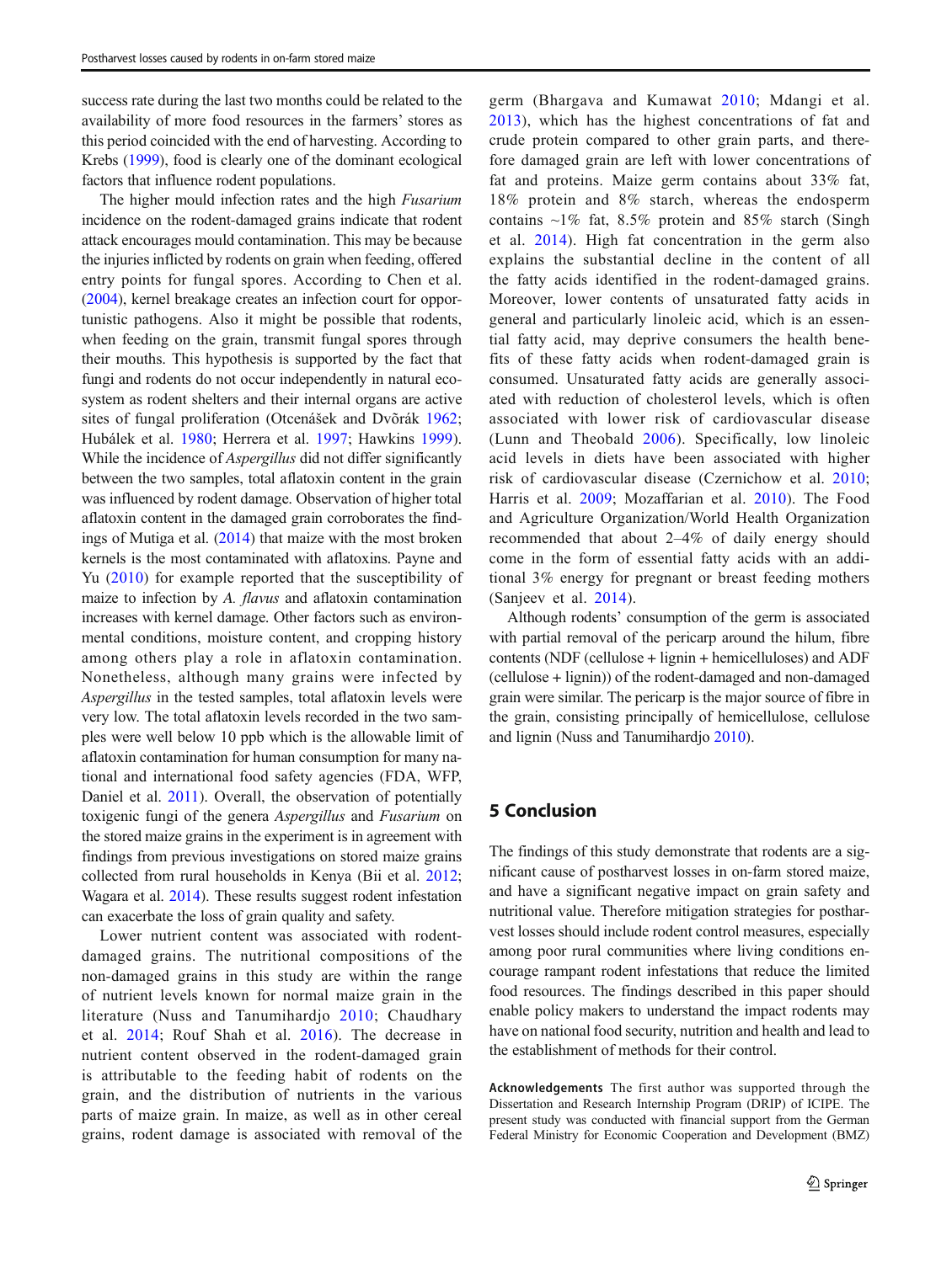success rate during the last two months could be related to the availability of more food resources in the farmers' stores as this period coincided with the end of harvesting. According to Krebs (1999), food is clearly one of the dominant ecological factors that influence rodent populations.

The higher mould infection rates and the high *Fusarium* incidence on the rodent-damaged grains indicate that rodent attack encourages mould contamination. This may be because the injuries inflicted by rodents on grain when feeding, offered entry points for fungal spores. According to Chen et al. (2004), kernel breakage creates an infection court for opportunistic pathogens. Also it might be possible that rodents, when feeding on the grain, transmit fungal spores through their mouths. This hypothesis is supported by the fact that fungi and rodents do not occur independently in natural ecosystem as rodent shelters and their internal organs are active sites of fungal proliferation (Otcenášek and Dvõrák 1962; Hubálek et al. 1980; Herrera et al. 1997; Hawkins 1999). While the incidence of *Aspergillus* did not differ significantly between the two samples, total aflatoxin content in the grain was influenced by rodent damage. Observation of higher total aflatoxin content in the damaged grain corroborates the findings of Mutiga et al. (2014) that maize with the most broken kernels is the most contaminated with aflatoxins. Payne and Yu (2010) for example reported that the susceptibility of maize to infection by *A. flavus* and aflatoxin contamination increases with kernel damage. Other factors such as environmental conditions, moisture content, and cropping history among others play a role in aflatoxin contamination. Nonetheless, although many grains were infected by *Aspergillus* in the tested samples, total aflatoxin levels were very low. The total aflatoxin levels recorded in the two samples were well below 10 ppb which is the allowable limit of aflatoxin contamination for human consumption for many national and international food safety agencies (FDA, WFP, Daniel et al. 2011). Overall, the observation of potentially toxigenic fungi of the genera *Aspergillus* and *Fusarium* on the stored maize grains in the experiment is in agreement with findings from previous investigations on stored maize grains collected from rural households in Kenya (Bii et al. 2012; Wagara et al. 2014). These results suggest rodent infestation can exacerbate the loss of grain quality and safety.

Lower nutrient content was associated with rodent-damaged grains. The nutritional compositions of the non-damaged grains in this study are within the range of nutrient levels known for normal maize grain in the literature (Nuss and Tanumihardjo 2010; Chaudhary et al. 2014; Rouf Shah et al. 2016). The decrease in nutrient content observed in the rodent-damaged grain is attributable to the feeding habit of rodents on the grain, and the distribution of nutrients in the various parts of maize grain. In maize, as well as in other cereal grains, rodent damage is associated with removal of the germ (Bhargava and Kumawat 2010; Mdangi et al. 2013), which has the highest concentrations of fat and crude protein compared to other grain parts, and therefore damaged grain are left with lower concentrations of fat and proteins. Maize germ contains about 33% fat, 18% protein and 8% starch, whereas the endosperm contains ~1% fat, 8.5% protein and 85% starch (Singh et al. 2014). High fat concentration in the germ also explains the substantial decline in the content of all the fatty acids identified in the rodent-damaged grains. Moreover, lower contents of unsaturated fatty acids in general and particularly linoleic acid, which is an essential fatty acid, may deprive consumers the health benefits of these fatty acids when rodent-damaged grain is consumed. Unsaturated fatty acids are generally associated with reduction of cholesterol levels, which is often associated with lower risk of cardiovascular disease (Lunn and Theobald 2006). Specifically, low linoleic acid levels in diets have been associated with higher risk of cardiovascular disease (Czernichow et al. 2010; Harris et al. 2009; Mozaffarian et al. 2010). The Food and Agriculture Organization/World Health Organization recommended that about 2–4% of daily energy should come in the form of essential fatty acids with an additional 3% energy for pregnant or breast feeding mothers (Sanjeev et al. 2014).

Although rodents' consumption of the germ is associated with partial removal of the pericarp around the hilum, fibre contents (NDF (cellulose + lignin + hemicelluloses) and ADF (cellulose + lignin)) of the rodent-damaged and non-damaged grain were similar. The pericarp is the major source of fibre in the grain, consisting principally of hemicellulose, cellulose and lignin (Nuss and Tanumihardjo 2010).

## 5 Conclusion

The findings of this study demonstrate that rodents are a significant cause of postharvest losses in on-farm stored maize, and have a significant negative impact on grain safety and nutritional value. Therefore mitigation strategies for postharvest losses should include rodent control measures, especially among poor rural communities where living conditions encourage rampant rodent infestations that reduce the limited food resources. The findings described in this paper should enable policy makers to understand the impact rodents may have on national food security, nutrition and health and lead to the establishment of methods for their control.

**Acknowledgements** The first author was supported through the Dissertation and Research Internship Program (DRIP) of ICIPE. The present study was conducted with financial support from the German Federal Ministry for Economic Cooperation and Development (BMZ)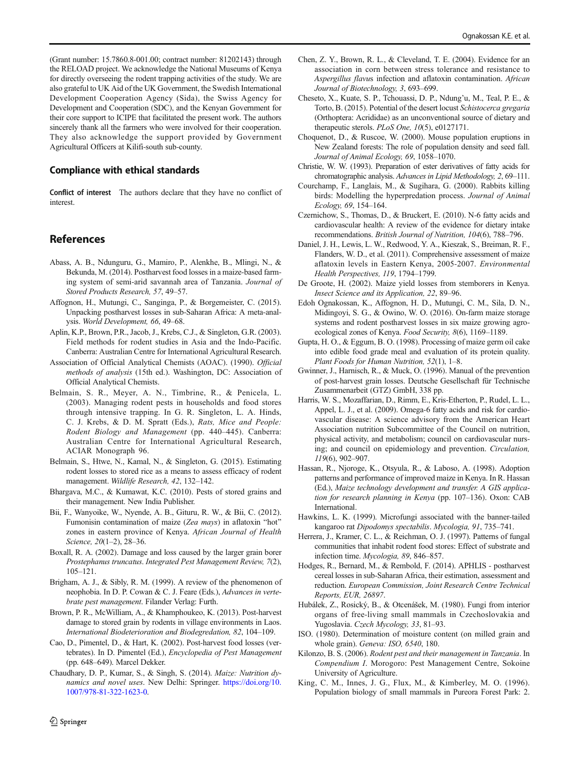(Grant number: 15.7860.8-001.00; contract number: 81202143) through the RELOAD project. We acknowledge the National Museums of Kenya for directly overseeing the rodent trapping activities of the study. We are also grateful to UK Aid of the UK Government, the Swedish International Development Cooperation Agency (Sida), the Swiss Agency for Development and Cooperation (SDC), and the Kenyan Government for their core support to ICIPE that facilitated the present work. The authors sincerely thank all the farmers who were involved for their cooperation. They also acknowledge the support provided by Government Agricultural Officers at Kilifi-south sub-county.

## Compliance with ethical standards

**Conflict of interest** The authors declare that they have no conflict of interest.

## References

Abass, A. B., Ndunguru, G., Mamiro, P., Alenkhe, B., Mlingi, N., & Bekunda, M. (2014). Postharvest food losses in a maize-based farming system of semi-arid savannah area of Tanzania. *Journal of Stored Products Research, 57*, 49–57.

Affognon, H., Mutungi, C., Sanginga, P., & Borgemeister, C. (2015). Unpacking postharvest losses in sub-Saharan Africa: A meta-analysis. *World Development, 66*, 49–68.

Aplin, K.P., Brown, P.R., Jacob, J., Krebs, C.J., & Singleton, G.R. (2003). Field methods for rodent studies in Asia and the Indo-Pacific. Canberra: Australian Centre for International Agricultural Research.

Association of Official Analytical Chemists (AOAC). (1990). *Official methods of analysis* (15th ed.). Washington, DC: Association of Official Analytical Chemists.

Belmain, S. R., Meyer, A. N., Timbrine, R., & Penicela, L. (2003). Managing rodent pests in households and food stores through intensive trapping. In G. R. Singleton, L. A. Hinds, C. J. Krebs, & D. M. Spratt (Eds.), *Rats, Mice and People: Rodent Biology and Management* (pp. 440–445). Canberra: Australian Centre for International Agricultural Research, ACIAR Monograph 96.

Belmain, S., Htwe, N., Kamal, N., & Singleton, G. (2015). Estimating rodent losses to stored rice as a means to assess efficacy of rodent management. *Wildlife Research, 42*, 132–142.

Bhargava, M.C., & Kumawat, K.C. (2010). Pests of stored grains and their management. New India Publisher.

Bii, F., Wanyoike, W., Nyende, A. B., Gituru, R. W., & Bii, C. (2012). Fumonisin contamination of maize (*Zea mays*) in aflatoxin "hot" zones in eastern province of Kenya. *African Journal of Health Science, 20*(1–2), 28–36.

Boxall, R. A. (2002). Damage and loss caused by the larger grain borer *Prostephanus truncatus*. *Integrated Pest Management Review, 7*(2), 105–121.

Brigham, A. J., & Sibly, R. M. (1999). A review of the phenomenon of neophobia. In D. P. Cowan & C. J. Feare (Eds.), *Advances in vertebrate pest management*. Filander Verlag: Furth.

Brown, P. R., McWilliam, A., & Khamphoukeo, K. (2013). Post-harvest damage to stored grain by rodents in village environments in Laos. *International Biodeterioration and Biodegredation, 82*, 104–109.

Cao, D., Pimentel, D., & Hart, K. (2002). Post-harvest food losses (vertebrates). In D. Pimentel (Ed.), *Encyclopedia of Pest Management* (pp. 648–649). Marcel Dekker.

Chaudhary, D. P., Kumar, S., & Singh, S. (2014). *Maize: Nutrition dynamics and novel uses*. New Delhi: Springer. https://doi.org/10.1007/978-81-322-1623-0.

Chen, Z. Y., Brown, R. L., & Cleveland, T. E. (2004). Evidence for an association in corn between stress tolerance and resistance to *Aspergillus flavus* infection and aflatoxin contamination. *African Journal of Biotechnology, 3*, 693–699.

Cheseto, X., Kuate, S. P., Tchouassi, D. P., Ndung'u, M., Teal, P. E., & Torto, B. (2015). Potential of the desert locust *Schistocerca gregaria* (Orthoptera: Acrididae) as an unconventional source of dietary and therapeutic sterols. *PLoS One, 10*(5), e0127171.

Choquenot, D., & Ruscoe, W. (2000). Mouse population eruptions in New Zealand forests: The role of population density and seed fall. *Journal of Animal Ecology, 69*, 1058–1070.

Christie, W. W. (1993). Preparation of ester derivatives of fatty acids for chromatographic analysis. *Advances in Lipid Methodology, 2*, 69–111.

Courchamp, F., Langlais, M., & Sugihara, G. (2000). Rabbits killing birds: Modelling the hyperpredation process. *Journal of Animal Ecology, 69*, 154–164.

Czernichow, S., Thomas, D., & Bruckert, E. (2010). N-6 fatty acids and cardiovascular health: A review of the evidence for dietary intake recommendations. *British Journal of Nutrition, 104*(6), 788–796.

Daniel, J. H., Lewis, L. W., Redwood, Y. A., Kieszak, S., Breiman, R. F., Flanders, W. D., et al. (2011). Comprehensive assessment of maize aflatoxin levels in Eastern Kenya, 2005-2007. *Environmental Health Perspectives, 119*, 1794–1799.

De Groote, H. (2002). Maize yield losses from stemborers in Kenya. *Insect Science and its Application, 22*, 89–96.

Edoh Ognakossan, K., Affognon, H. D., Mutungi, C. M., Sila, D. N., Midingoyi, S. G., & Owino, W. O. (2016). On-farm maize storage systems and rodent postharvest losses in six maize growing agro-ecological zones of Kenya. *Food Security, 8*(6), 1169–1189.

Gupta, H. O., & Eggum, B. O. (1998). Processing of maize germ oil cake into edible food grade meal and evaluation of its protein quality. *Plant Foods for Human Nutrition, 52*(1), 1–8.

Gwinner, J., Harnisch, R., & Muck, O. (1996). Manual of the prevention of post-harvest grain losses. Deutsche Gesellschaft für Technische Zusammenarbeit (GTZ) GmbH, 338 pp.

Harris, W. S., Mozaffarian, D., Rimm, E., Kris-Etherton, P., Rudel, L. L., Appel, L. J., et al. (2009). Omega-6 fatty acids and risk for cardiovascular disease: A science advisory from the American Heart Association nutrition Subcommittee of the Council on nutrition, physical activity, and metabolism; council on cardiovascular nursing; and council on epidemiology and prevention. *Circulation, 119*(6), 902–907.

Hassan, R., Njoroge, K., Otsyula, R., & Laboso, A. (1998). Adoption patterns and performance of improved maize in Kenya. In R. Hassan (Ed.), *Maize technology development and transfer. A GIS application for research planning in Kenya* (pp. 107–136). Oxon: CAB International.

Hawkins, L. K. (1999). Microfungi associated with the banner-tailed kangaroo rat *Dipodomys spectabilis*. *Mycologia, 91*, 735–741.

Herrera, J., Kramer, C. L., & Reichman, O. J. (1997). Patterns of fungal communities that inhabit rodent food stores: Effect of substrate and infection time. *Mycologia, 89*, 846–857.

Hodges, R., Bernard, M., & Rembold, F. (2014). APHLIS - postharvest cereal losses in sub-Saharan Africa, their estimation, assessment and reduction. *European Commission, Joint Research Centre Technical Reports, EUR, 26897*.

Hubálek, Z., Rosický, B., & Otcenášek, M. (1980). Fungi from interior organs of free-living small mammals in Czechoslovakia and Yugoslavia. *Czech Mycology, 33*, 81–93.

ISO. (1980). Determination of moisture content (on milled grain and whole grain). *Geneva: ISO, 6540*, 180.

Kilonzo, B. S. (2006). *Rodent pest and their management in Tanzania*. In *Compendium I*. Morogoro: Pest Management Centre, Sokoine University of Agriculture.

King, C. M., Innes, J. G., Flux, M., & Kimberley, M. O. (1996). Population biology of small mammals in Pureora Forest Park: 2.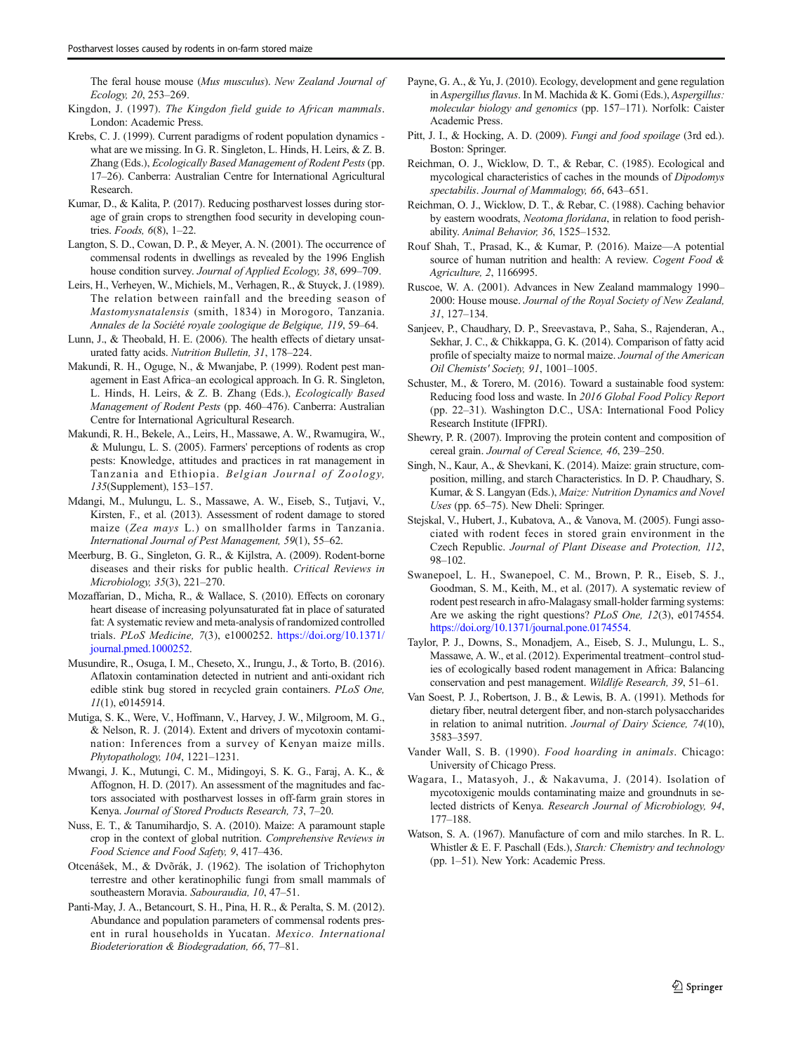The feral house mouse (*Mus musculus*). *New Zealand Journal of Ecology, 20*, 253–269.

Kingdon, J. (1997). *The Kingdon field guide to African mammals*. London: Academic Press.

Krebs, C. J. (1999). Current paradigms of rodent population dynamics - what are we missing. In G. R. Singleton, L. Hinds, H. Leirs, & Z. B. Zhang (Eds.), *Ecologically Based Management of Rodent Pests* (pp. 17–26). Canberra: Australian Centre for International Agricultural Research.

Kumar, D., & Kalita, P. (2017). Reducing postharvest losses during storage of grain crops to strengthen food security in developing countries. *Foods, 6*(8), 1–22.

Langton, S. D., Cowan, D. P., & Meyer, A. N. (2001). The occurrence of commensal rodents in dwellings as revealed by the 1996 English house condition survey. *Journal of Applied Ecology, 38*, 699–709.

Leirs, H., Verheyen, W., Michiels, M., Verhagen, R., & Stuyck, J. (1989). The relation between rainfall and the breeding season of *Mastomysnatalensis* (smith, 1834) in Morogoro, Tanzania. *Annales de la Société royale zoologique de Belgique, 119*, 59–64.

Lunn, J., & Theobald, H. E. (2006). The health effects of dietary unsaturated fatty acids. *Nutrition Bulletin, 31*, 178–224.

Makundi, R. H., Oguge, N., & Mwanjabe, P. (1999). Rodent pest management in East Africa–an ecological approach. In G. R. Singleton, L. Hinds, H. Leirs, & Z. B. Zhang (Eds.), *Ecologically Based Management of Rodent Pests* (pp. 460–476). Canberra: Australian Centre for International Agricultural Research.

Makundi, R. H., Bekele, A., Leirs, H., Massawe, A. W., Rwamugira, W., & Mulungu, L. S. (2005). Farmers' perceptions of rodents as crop pests: Knowledge, attitudes and practices in rat management in Tanzania and Ethiopia. *Belgian Journal of Zoology, 135*(Supplement), 153–157.

Mdangi, M., Mulungu, L. S., Massawe, A. W., Eiseb, S., Tutjavi, V., Kirsten, F., et al. (2013). Assessment of rodent damage to stored maize (*Zea mays* L.) on smallholder farms in Tanzania. *International Journal of Pest Management, 59*(1), 55–62.

Meerburg, B. G., Singleton, G. R., & Kijlstra, A. (2009). Rodent-borne diseases and their risks for public health. *Critical Reviews in Microbiology, 35*(3), 221–270.

Mozaffarian, D., Micha, R., & Wallace, S. (2010). Effects on coronary heart disease of increasing polyunsaturated fat in place of saturated fat: A systematic review and meta-analysis of randomized controlled trials. *PLoS Medicine, 7*(3), e1000252. https://doi.org/10.1371/journal.pmed.1000252.

Musundire, R., Osuga, I. M., Cheseto, X., Irungu, J., & Torto, B. (2016). Aflatoxin contamination detected in nutrient and anti-oxidant rich edible stink bug stored in recycled grain containers. *PLoS One, 11*(1), e0145914.

Mutiga, S. K., Were, V., Hoffmann, V., Harvey, J. W., Milgroom, M. G., & Nelson, R. J. (2014). Extent and drivers of mycotoxin contamination: Inferences from a survey of Kenyan maize mills. *Phytopathology, 104*, 1221–1231.

Mwangi, J. K., Mutungi, C. M., Midingoyi, S. K. G., Faraj, A. K., & Affognon, H. D. (2017). An assessment of the magnitudes and factors associated with postharvest losses in off-farm grain stores in Kenya. *Journal of Stored Products Research, 73*, 7–20.

Nuss, E. T., & Tanumihardjo, S. A. (2010). Maize: A paramount staple crop in the context of global nutrition. *Comprehensive Reviews in Food Science and Food Safety, 9*, 417–436.

Otcenášek, M., & Dvõrák, J. (1962). The isolation of Trichophyton terrestre and other keratinophilic fungi from small mammals of southeastern Moravia. *Sabouraudia, 10*, 47–51.

Panti-May, J. A., Betancourt, S. H., Pina, H. R., & Peralta, S. M. (2012). Abundance and population parameters of commensal rodents present in rural households in Yucatan. *Mexico. International Biodeterioration & Biodegradation, 66*, 77–81.

Payne, G. A., & Yu, J. (2010). Ecology, development and gene regulation in *Aspergillus flavus*. In M. Machida & K. Gomi (Eds.), *Aspergillus: molecular biology and genomics* (pp. 157–171). Norfolk: Caister Academic Press.

Pitt, J. I., & Hocking, A. D. (2009). *Fungi and food spoilage* (3rd ed.). Boston: Springer.

Reichman, O. J., Wicklow, D. T., & Rebar, C. (1985). Ecological and mycological characteristics of caches in the mounds of *Dipodomys spectabilis*. *Journal of Mammalogy, 66*, 643–651.

Reichman, O. J., Wicklow, D. T., & Rebar, C. (1988). Caching behavior by eastern woodrats, *Neotoma floridana*, in relation to food perishability. *Animal Behavior, 36*, 1525–1532.

Rouf Shah, T., Prasad, K., & Kumar, P. (2016). Maize—A potential source of human nutrition and health: A review. *Cogent Food & Agriculture, 2*, 1166995.

Ruscoe, W. A. (2001). Advances in New Zealand mammalogy 1990–2000: House mouse. *Journal of the Royal Society of New Zealand, 31*, 127–134.

Sanjeev, P., Chaudhary, D. P., Sreevastava, P., Saha, S., Rajenderan, A., Sekhar, J. C., & Chikkappa, G. K. (2014). Comparison of fatty acid profile of specialty maize to normal maize. *Journal of the American Oil Chemists' Society, 91*, 1001–1005.

Schuster, M., & Torero, M. (2016). Toward a sustainable food system: Reducing food loss and waste. In *2016 Global Food Policy Report* (pp. 22–31). Washington D.C., USA: International Food Policy Research Institute (IFPRI).

Shewry, P. R. (2007). Improving the protein content and composition of cereal grain. *Journal of Cereal Science, 46*, 239–250.

Singh, N., Kaur, A., & Shevkani, K. (2014). Maize: grain structure, composition, milling, and starch Characteristics. In D. P. Chaudhary, S. Kumar, & S. Langyan (Eds.), *Maize: Nutrition Dynamics and Novel Uses* (pp. 65–75). New Dheli: Springer.

Stejskal, V., Hubert, J., Kubatova, A., & Vanova, M. (2005). Fungi associated with rodent feces in stored grain environment in the Czech Republic. *Journal of Plant Disease and Protection, 112*, 98–102.

Swanepoel, L. H., Swanepoel, C. M., Brown, P. R., Eiseb, S. J., Goodman, S. M., Keith, M., et al. (2017). A systematic review of rodent pest research in afro-Malagasy small-holder farming systems: Are we asking the right questions? *PLoS One, 12*(3), e0174554. https://doi.org/10.1371/journal.pone.0174554.

Taylor, P. J., Downs, S., Monadjem, A., Eiseb, S. J., Mulungu, L. S., Massawe, A. W., et al. (2012). Experimental treatment–control studies of ecologically based rodent management in Africa: Balancing conservation and pest management. *Wildlife Research, 39*, 51–61.

Van Soest, P. J., Robertson, J. B., & Lewis, B. A. (1991). Methods for dietary fiber, neutral detergent fiber, and non-starch polysaccharides in relation to animal nutrition. *Journal of Dairy Science, 74*(10), 3583–3597.

Vander Wall, S. B. (1990). *Food hoarding in animals*. Chicago: University of Chicago Press.

Wagara, I., Matasyoh, J., & Nakavuma, J. (2014). Isolation of mycotoxigenic moulds contaminating maize and groundnuts in selected districts of Kenya. *Research Journal of Microbiology, 94*, 177–188.

Watson, S. A. (1967). Manufacture of corn and milo starches. In R. L. Whistler & E. F. Paschall (Eds.), *Starch: Chemistry and technology* (pp. 1–51). New York: Academic Press.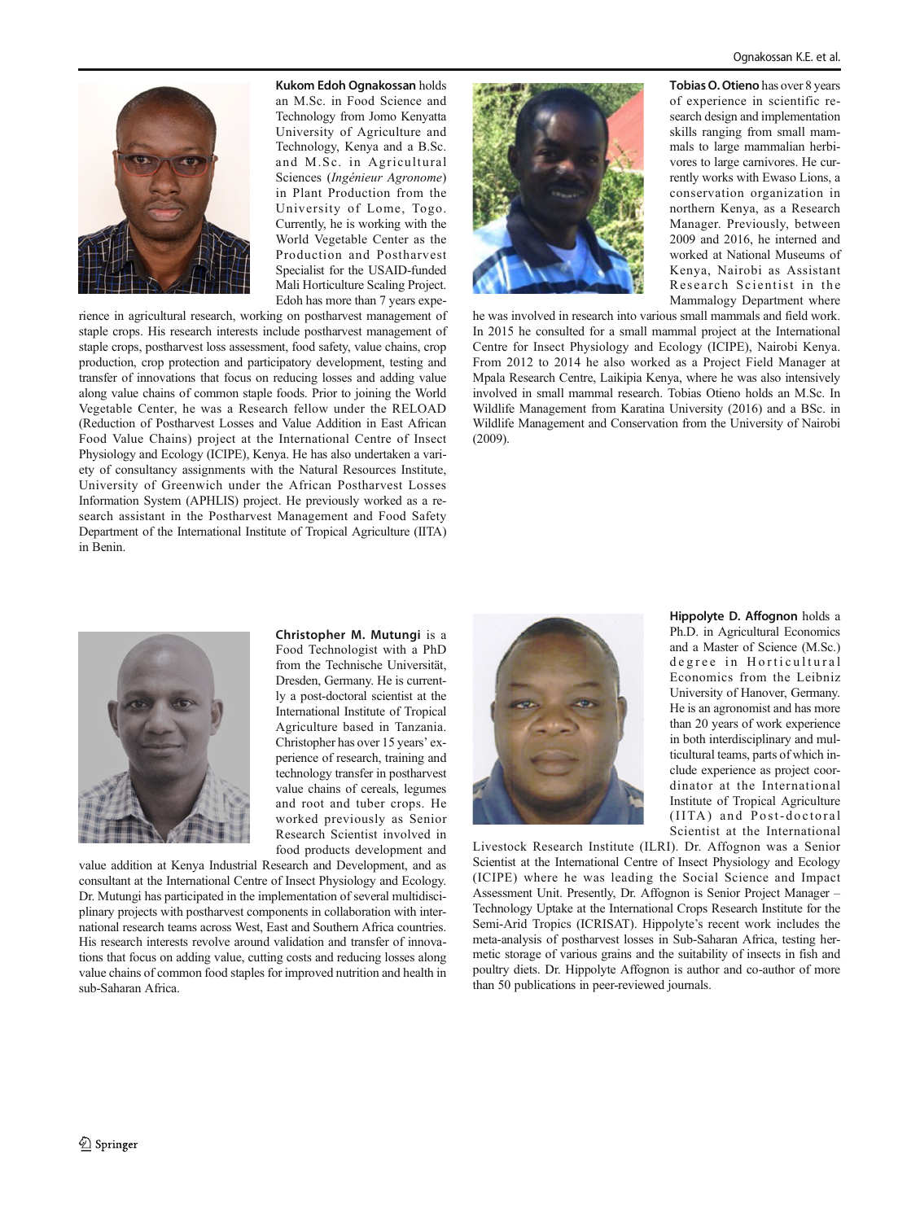**Kukom Edoh Ognakossan** holds an M.Sc. in Food Science and Technology from Jomo Kenyatta University of Agriculture and Technology, Kenya and a B.Sc. and M.Sc. in Agricultural Sciences (*Ingénieur Agronome*) in Plant Production from the University of Lome, Togo. Currently, he is working with the World Vegetable Center as the Production and Postharvest Specialist for the USAID-funded Mali Horticulture Scaling Project. Edoh has more than 7 years experience in agricultural research, working on postharvest management of staple crops. His research interests include postharvest management of staple crops, postharvest loss assessment, food safety, value chains, crop production, crop protection and participatory development, testing and transfer of innovations that focus on reducing losses and adding value along value chains of common staple foods. Prior to joining the World Vegetable Center, he was a Research fellow under the RELOAD (Reduction of Postharvest Losses and Value Addition in East African Food Value Chains) project at the International Centre of Insect Physiology and Ecology (ICIPE), Kenya. He has also undertaken a variety of consultancy assignments with the Natural Resources Institute, University of Greenwich under the African Postharvest Losses Information System (APHLIS) project. He previously worked as a research assistant in the Postharvest Management and Food Safety Department of the International Institute of Tropical Agriculture (IITA) in Benin.

**Tobias O. Otieno** has over 8 years of experience in scientific research design and implementation skills ranging from small mammals to large mammalian herbivores to large carnivores. He currently works with Ewaso Lions, a conservation organization in northern Kenya, as a Research Manager. Previously, between 2009 and 2016, he interned and worked at National Museums of Kenya, Nairobi as Assistant Research Scientist in the Mammalogy Department where he was involved in research into various small mammals and field work. In 2015 he consulted for a small mammal project at the International Centre for Insect Physiology and Ecology (ICIPE), Nairobi Kenya. From 2012 to 2014 he also worked as a Project Field Manager at Mpala Research Centre, Laikipia Kenya, where he was also intensively involved in small mammal research. Tobias Otieno holds an M.Sc. In Wildlife Management from Karatina University (2016) and a BSc. in Wildlife Management and Conservation from the University of Nairobi (2009).

**Christopher M. Mutungi** is a Food Technologist with a PhD from the Technische Universität, Dresden, Germany. He is currently a post-doctoral scientist at the International Institute of Tropical Agriculture based in Tanzania. Christopher has over 15 years' experience of research, training and technology transfer in postharvest value chains of cereals, legumes and root and tuber crops. He worked previously as Senior Research Scientist involved in food products development and value addition at Kenya Industrial Research and Development, and as consultant at the International Centre of Insect Physiology and Ecology. Dr. Mutungi has participated in the implementation of several multidisciplinary projects with postharvest components in collaboration with international research teams across West, East and Southern Africa countries. His research interests revolve around validation and transfer of innovations that focus on adding value, cutting costs and reducing losses along value chains of common food staples for improved nutrition and health in sub-Saharan Africa.

**Hippolyte D. Affognon** holds a Ph.D. in Agricultural Economics and a Master of Science (M.Sc.) degree in Horticultural Economics from the Leibniz University of Hanover, Germany. He is an agronomist and has more than 20 years of work experience in both interdisciplinary and multicultural teams, parts of which include experience as project coordinator at the International Institute of Tropical Agriculture (IITA) and Post-doctoral Scientist at the International Livestock Research Institute (ILRI). Dr. Affognon was a Senior Scientist at the International Centre of Insect Physiology and Ecology (ICIPE) where he was leading the Social Science and Impact Assessment Unit. Presently, Dr. Affognon is Senior Project Manager – Technology Uptake at the International Crops Research Institute for the Semi-Arid Tropics (ICRISAT). Hippolyte's recent work includes the meta-analysis of postharvest losses in Sub-Saharan Africa, testing hermetic storage of various grains and the suitability of insects in fish and poultry diets. Dr. Hippolyte Affognon is author and co-author of more than 50 publications in peer-reviewed journals.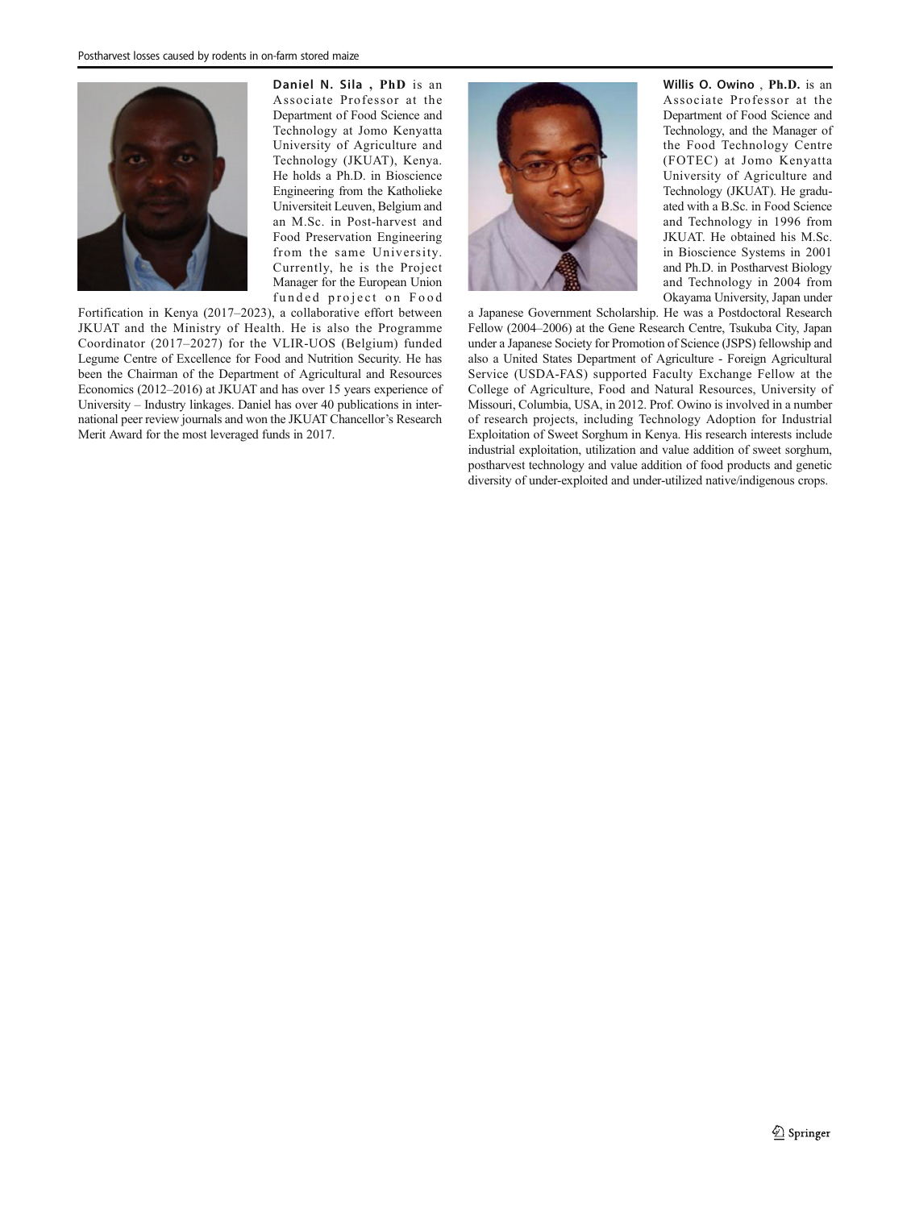**Daniel N. Sila , PhD** is an Associate Professor at the Department of Food Science and Technology at Jomo Kenyatta University of Agriculture and Technology (JKUAT), Kenya. He holds a Ph.D. in Bioscience Engineering from the Katholieke Universiteit Leuven, Belgium and an M.Sc. in Post-harvest and Food Preservation Engineering from the same University. Currently, he is the Project Manager for the European Union funded project on Food Fortification in Kenya (2017–2023), a collaborative effort between JKUAT and the Ministry of Health. He is also the Programme Coordinator (2017–2027) for the VLIR-UOS (Belgium) funded Legume Centre of Excellence for Food and Nutrition Security. He has been the Chairman of the Department of Agricultural and Resources Economics (2012–2016) at JKUAT and has over 15 years experience of University – Industry linkages. Daniel has over 40 publications in international peer review journals and won the JKUAT Chancellor's Research Merit Award for the most leveraged funds in 2017.

**Willis O. Owino** , **Ph.D.** is an Associate Professor at the Department of Food Science and Technology, and the Manager of the Food Technology Centre (FOTEC) at Jomo Kenyatta University of Agriculture and Technology (JKUAT). He graduated with a B.Sc. in Food Science and Technology in 1996 from JKUAT. He obtained his M.Sc. in Bioscience Systems in 2001 and Ph.D. in Postharvest Biology and Technology in 2004 from Okayama University, Japan under a Japanese Government Scholarship. He was a Postdoctoral Research Fellow (2004–2006) at the Gene Research Centre, Tsukuba City, Japan under a Japanese Society for Promotion of Science (JSPS) fellowship and also a United States Department of Agriculture - Foreign Agricultural Service (USDA-FAS) supported Faculty Exchange Fellow at the College of Agriculture, Food and Natural Resources, University of Missouri, Columbia, USA, in 2012. Prof. Owino is involved in a number of research projects, including Technology Adoption for Industrial Exploitation of Sweet Sorghum in Kenya. His research interests include industrial exploitation, utilization and value addition of sweet sorghum, postharvest technology and value addition of food products and genetic diversity of under-exploited and under-utilized native/indigenous crops.